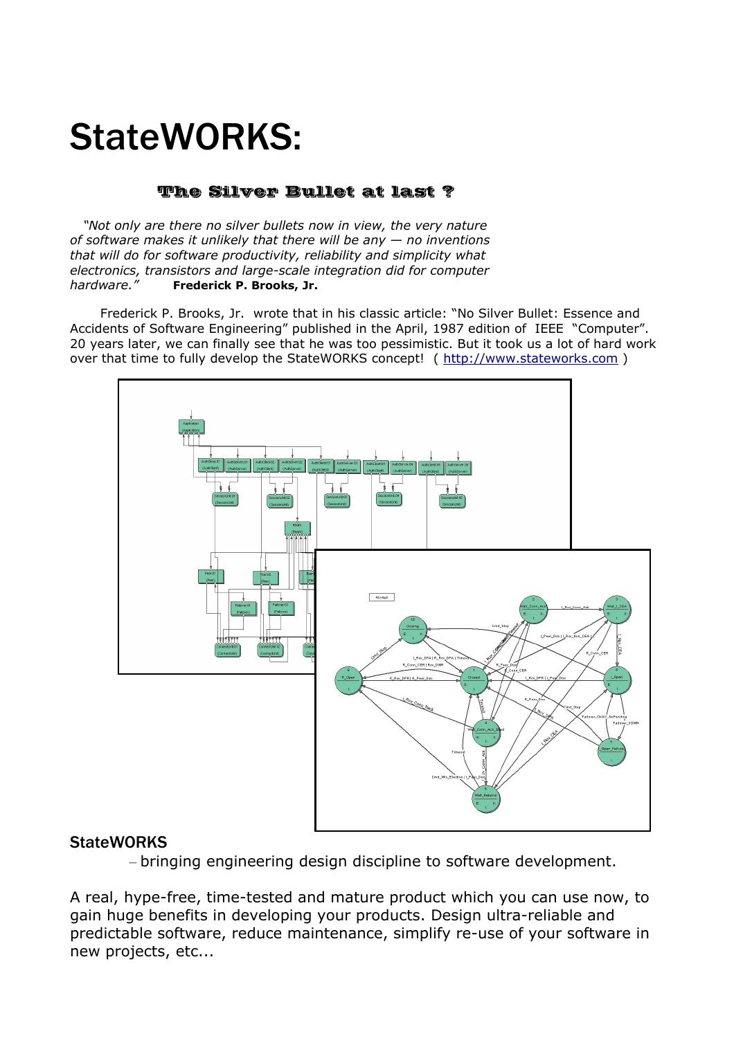# StateWORKS:

## The Silver Bullet at last ?

*"Not only are there no silver bullets now in view, the very nature of software makes it unlikely that there will be any — no inventions that will do for software productivity, reliability and simplicity what electronics, transistors and large-scale integration did for computer hardware."* **Frederick P. Brooks, Jr.**

Frederick P. Brooks, Jr. wrote that in his classic article: "No Silver Bullet: Essence and Accidents of Software Engineering" published in the April, 1987 edition of IEEE "Computer". 20 years later, we can finally see that he was too pessimistic. But it took us a lot of hard work over that time to fully develop the StateWORKS concept! ( http://www.stateworks.com )

### StateWORKS

– bringing engineering design discipline to software development.

A real, hype-free, time-tested and mature product which you can use now, to gain huge benefits in developing your products. Design ultra-reliable and predictable software, reduce maintenance, simplify re-use of your software in new projects, etc...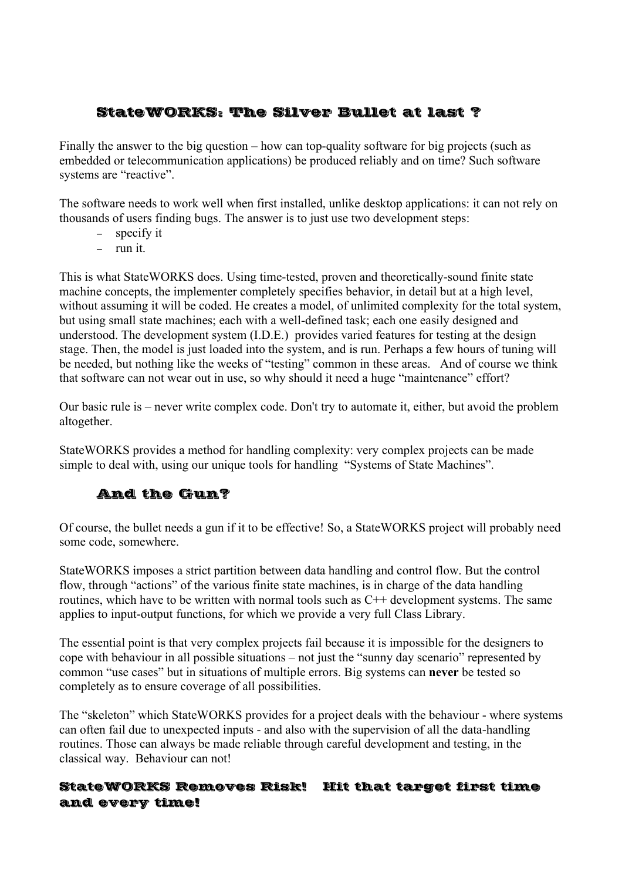## StateWORKS: The Silver Bullet at last ?

Finally the answer to the big question – how can top-quality software for big projects (such as embedded or telecommunication applications) be produced reliably and on time? Such software systems are "reactive".

The software needs to work well when first installed, unlike desktop applications: it can not rely on thousands of users finding bugs. The answer is to just use two development steps:

- specify it
- run it.

This is what StateWORKS does. Using time-tested, proven and theoretically-sound finite state machine concepts, the implementer completely specifies behavior, in detail but at a high level, without assuming it will be coded. He creates a model, of unlimited complexity for the total system, but using small state machines; each with a well-defined task; each one easily designed and understood. The development system (I.D.E.) provides varied features for testing at the design stage. Then, the model is just loaded into the system, and is run. Perhaps a few hours of tuning will be needed, but nothing like the weeks of "testing" common in these areas. And of course we think that software can not wear out in use, so why should it need a huge "maintenance" effort?

Our basic rule is – never write complex code. Don't try to automate it, either, but avoid the problem altogether.

StateWORKS provides a method for handling complexity: very complex projects can be made simple to deal with, using our unique tools for handling "Systems of State Machines".

## And the Gun?

Of course, the bullet needs a gun if it to be effective! So, a StateWORKS project will probably need some code, somewhere.

StateWORKS imposes a strict partition between data handling and control flow. But the control flow, through "actions" of the various finite state machines, is in charge of the data handling routines, which have to be written with normal tools such as C++ development systems. The same applies to input-output functions, for which we provide a very full Class Library.

The essential point is that very complex projects fail because it is impossible for the designers to cope with behaviour in all possible situations – not just the "sunny day scenario" represented by common "use cases" but in situations of multiple errors. Big systems can **never** be tested so completely as to ensure coverage of all possibilities.

The "skeleton" which StateWORKS provides for a project deals with the behaviour - where systems can often fail due to unexpected inputs - and also with the supervision of all the data-handling routines. Those can always be made reliable through careful development and testing, in the classical way. Behaviour can not!

## StateWORKS Removes Risk! Hit that target first time and every time!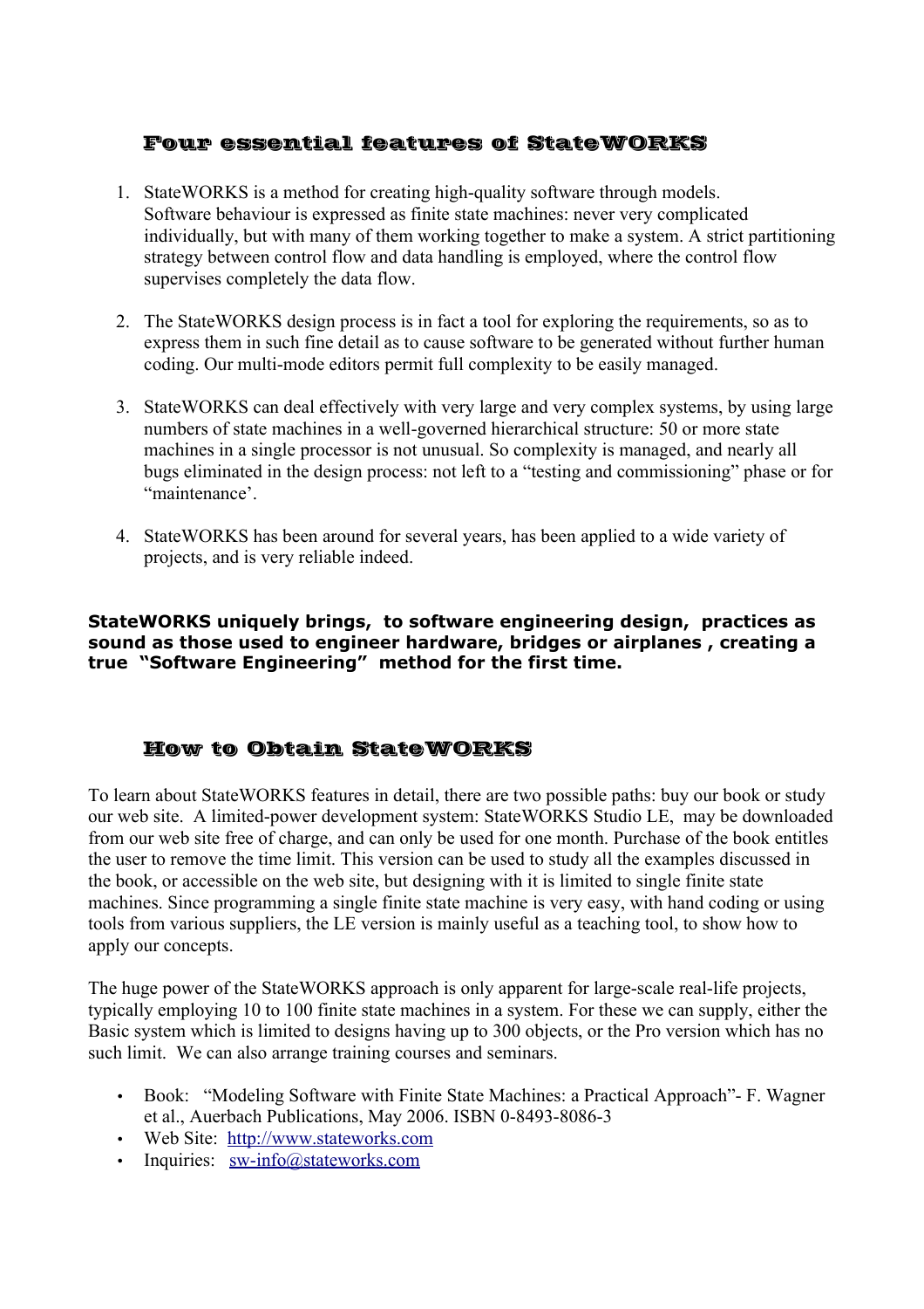## Four essential features of StateWORKS

1. StateWORKS is a method for creating high-quality software through models. Software behaviour is expressed as finite state machines: never very complicated individually, but with many of them working together to make a system. A strict partitioning strategy between control flow and data handling is employed, where the control flow supervises completely the data flow.

2. The StateWORKS design process is in fact a tool for exploring the requirements, so as to express them in such fine detail as to cause software to be generated without further human coding. Our multi-mode editors permit full complexity to be easily managed.

3. StateWORKS can deal effectively with very large and very complex systems, by using large numbers of state machines in a well-governed hierarchical structure: 50 or more state machines in a single processor is not unusual. So complexity is managed, and nearly all bugs eliminated in the design process: not left to a "testing and commissioning" phase or for "maintenance'.

4. StateWORKS has been around for several years, has been applied to a wide variety of projects, and is very reliable indeed.

**StateWORKS uniquely brings, to software engineering design, practices as sound as those used to engineer hardware, bridges or airplanes , creating a true "Software Engineering" method for the first time.**

## How to Obtain StateWORKS

To learn about StateWORKS features in detail, there are two possible paths: buy our book or study our web site. A limited-power development system: StateWORKS Studio LE, may be downloaded from our web site free of charge, and can only be used for one month. Purchase of the book entitles the user to remove the time limit. This version can be used to study all the examples discussed in the book, or accessible on the web site, but designing with it is limited to single finite state machines. Since programming a single finite state machine is very easy, with hand coding or using tools from various suppliers, the LE version is mainly useful as a teaching tool, to show how to apply our concepts.

The huge power of the StateWORKS approach is only apparent for large-scale real-life projects, typically employing 10 to 100 finite state machines in a system. For these we can supply, either the Basic system which is limited to designs having up to 300 objects, or the Pro version which has no such limit. We can also arrange training courses and seminars.

- Book: "Modeling Software with Finite State Machines: a Practical Approach"- F. Wagner et al., Auerbach Publications, May 2006. ISBN 0-8493-8086-3
- Web Site: http://www.stateworks.com
- Inquiries: sw-info@stateworks.com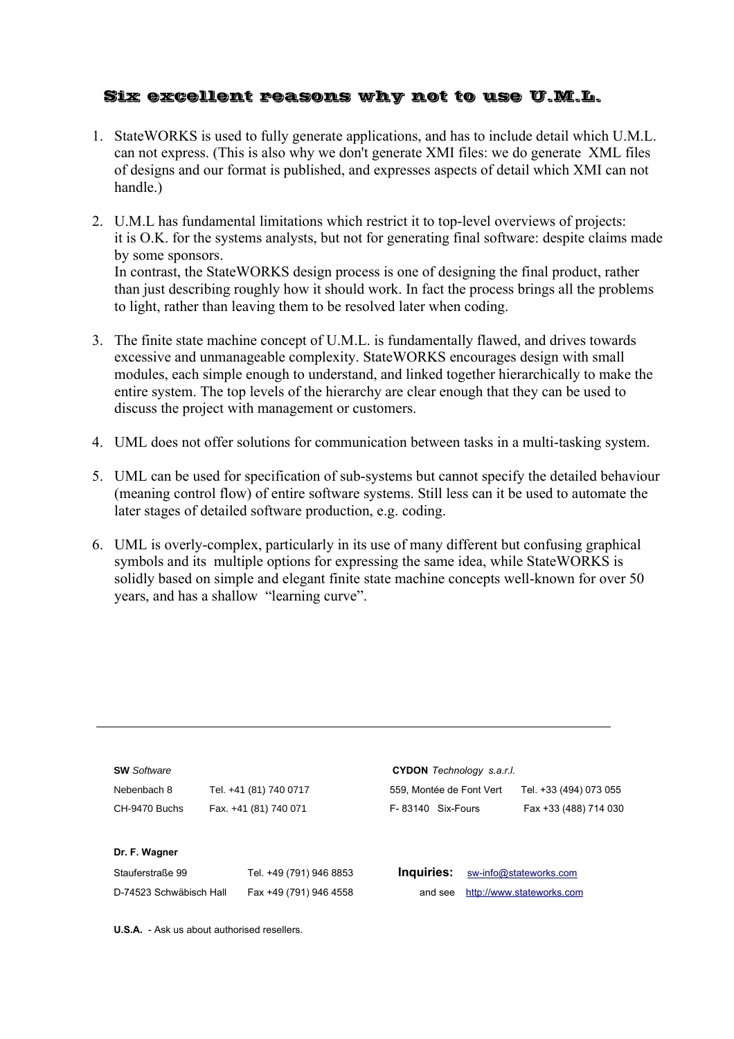# Six excellent reasons why not to use U.M.L.

1. StateWORKS is used to fully generate applications, and has to include detail which U.M.L. can not express. (This is also why we don't generate XMI files: we do generate XML files of designs and our format is published, and expresses aspects of detail which XMI can not handle.)

2. U.M.L has fundamental limitations which restrict it to top-level overviews of projects: it is O.K. for the systems analysts, but not for generating final software: despite claims made by some sponsors.
   In contrast, the StateWORKS design process is one of designing the final product, rather than just describing roughly how it should work. In fact the process brings all the problems to light, rather than leaving them to be resolved later when coding.

3. The finite state machine concept of U.M.L. is fundamentally flawed, and drives towards excessive and unmanageable complexity. StateWORKS encourages design with small modules, each simple enough to understand, and linked together hierarchically to make the entire system. The top levels of the hierarchy are clear enough that they can be used to discuss the project with management or customers.

4. UML does not offer solutions for communication between tasks in a multi-tasking system.

5. UML can be used for specification of sub-systems but cannot specify the detailed behaviour (meaning control flow) of entire software systems. Still less can it be used to automate the later stages of detailed software production, e.g. coding.

6. UML is overly-complex, particularly in its use of many different but confusing graphical symbols and its multiple options for expressing the same idea, while StateWORKS is solidly based on simple and elegant finite state machine concepts well-known for over 50 years, and has a shallow "learning curve".

---

**SW** *Software*
Nebenbach 8 Tel. +41 (81) 740 0717
CH-9470 Buchs Fax. +41 (81) 740 071

**CYDON** *Technology s.a.r.l.*
559, Montée de Font Vert Tel. +33 (494) 073 055
F- 83140 Six-Fours Fax +33 (488) 714 030

**Dr. F. Wagner**
Stauferstraße 99 Tel. +49 (791) 946 8853
D-74523 Schwäbisch Hall Fax +49 (791) 946 4558

**Inquiries:** sw-info@stateworks.com
and see http://www.stateworks.com

**U.S.A.** - Ask us about authorised resellers.